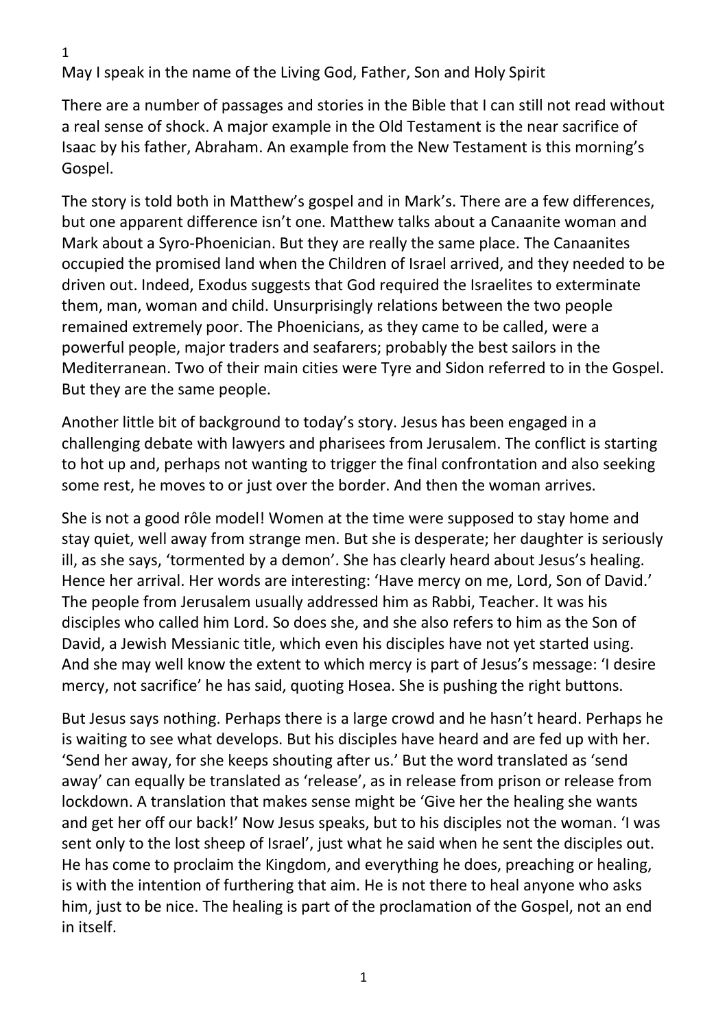May I speak in the name of the Living God, Father, Son and Holy Spirit

There are a number of passages and stories in the Bible that I can still not read without a real sense of shock. A major example in the Old Testament is the near sacrifice of Isaac by his father, Abraham. An example from the New Testament is this morning's Gospel.

The story is told both in Matthew's gospel and in Mark's. There are a few differences, but one apparent difference isn't one. Matthew talks about a Canaanite woman and Mark about a Syro-Phoenician. But they are really the same place. The Canaanites occupied the promised land when the Children of Israel arrived, and they needed to be driven out. Indeed, Exodus suggests that God required the Israelites to exterminate them, man, woman and child. Unsurprisingly relations between the two people remained extremely poor. The Phoenicians, as they came to be called, were a powerful people, major traders and seafarers; probably the best sailors in the Mediterranean. Two of their main cities were Tyre and Sidon referred to in the Gospel. But they are the same people.

Another little bit of background to today's story. Jesus has been engaged in a challenging debate with lawyers and pharisees from Jerusalem. The conflict is starting to hot up and, perhaps not wanting to trigger the final confrontation and also seeking some rest, he moves to or just over the border. And then the woman arrives.

She is not a good rôle model! Women at the time were supposed to stay home and stay quiet, well away from strange men. But she is desperate; her daughter is seriously ill, as she says, 'tormented by a demon'. She has clearly heard about Jesus's healing. Hence her arrival. Her words are interesting: 'Have mercy on me, Lord, Son of David.' The people from Jerusalem usually addressed him as Rabbi, Teacher. It was his disciples who called him Lord. So does she, and she also refers to him as the Son of David, a Jewish Messianic title, which even his disciples have not yet started using. And she may well know the extent to which mercy is part of Jesus's message: 'I desire mercy, not sacrifice' he has said, quoting Hosea. She is pushing the right buttons.

But Jesus says nothing. Perhaps there is a large crowd and he hasn't heard. Perhaps he is waiting to see what develops. But his disciples have heard and are fed up with her. 'Send her away, for she keeps shouting after us.' But the word translated as 'send away' can equally be translated as 'release', as in release from prison or release from lockdown. A translation that makes sense might be 'Give her the healing she wants and get her off our back!' Now Jesus speaks, but to his disciples not the woman. 'I was sent only to the lost sheep of Israel', just what he said when he sent the disciples out. He has come to proclaim the Kingdom, and everything he does, preaching or healing, is with the intention of furthering that aim. He is not there to heal anyone who asks him, just to be nice. The healing is part of the proclamation of the Gospel, not an end in itself.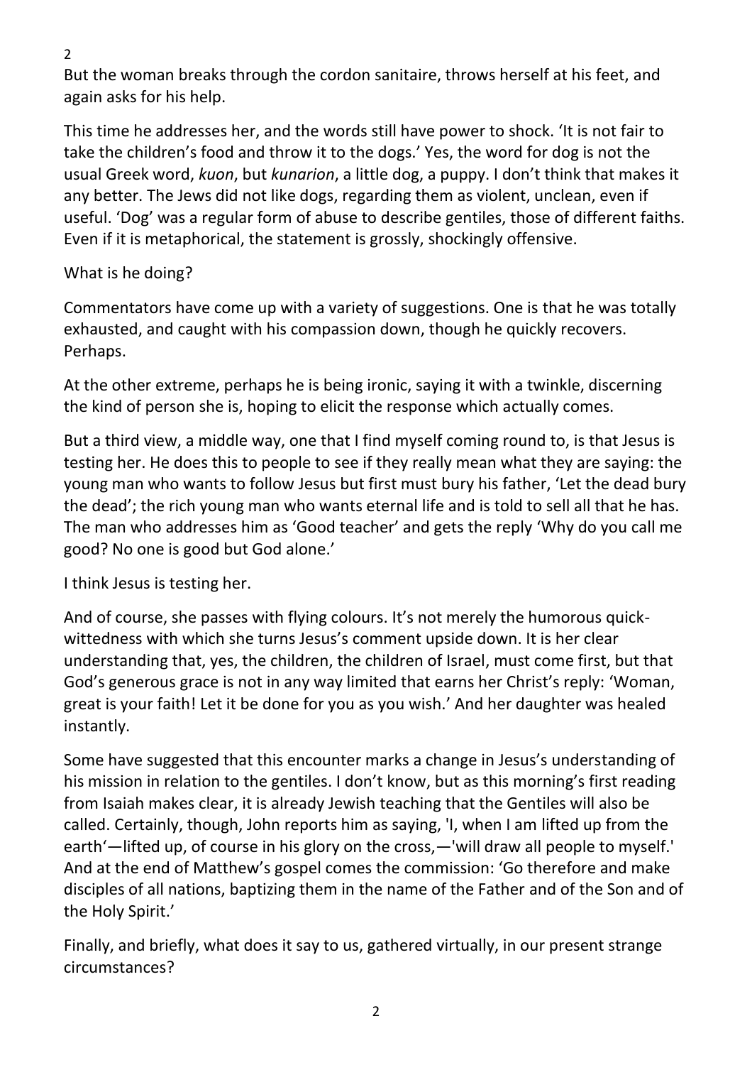But the woman breaks through the cordon sanitaire, throws herself at his feet, and again asks for his help.

This time he addresses her, and the words still have power to shock. 'It is not fair to take the children's food and throw it to the dogs.' Yes, the word for dog is not the usual Greek word, *kuon*, but *kunarion*, a little dog, a puppy. I don't think that makes it any better. The Jews did not like dogs, regarding them as violent, unclean, even if useful. 'Dog' was a regular form of abuse to describe gentiles, those of different faiths. Even if it is metaphorical, the statement is grossly, shockingly offensive.

What is he doing?

Commentators have come up with a variety of suggestions. One is that he was totally exhausted, and caught with his compassion down, though he quickly recovers. Perhaps.

At the other extreme, perhaps he is being ironic, saying it with a twinkle, discerning the kind of person she is, hoping to elicit the response which actually comes.

But a third view, a middle way, one that I find myself coming round to, is that Jesus is testing her. He does this to people to see if they really mean what they are saying: the young man who wants to follow Jesus but first must bury his father, 'Let the dead bury the dead'; the rich young man who wants eternal life and is told to sell all that he has. The man who addresses him as 'Good teacher' and gets the reply 'Why do you call me good? No one is good but God alone.'

I think Jesus is testing her.

And of course, she passes with flying colours. It's not merely the humorous quick-wittedness with which she turns Jesus's comment upside down. It is her clear understanding that, yes, the children, the children of Israel, must come first, but that God's generous grace is not in any way limited that earns her Christ's reply: 'Woman, great is your faith! Let it be done for you as you wish.' And her daughter was healed instantly.

Some have suggested that this encounter marks a change in Jesus's understanding of his mission in relation to the gentiles. I don't know, but as this morning's first reading from Isaiah makes clear, it is already Jewish teaching that the Gentiles will also be called. Certainly, though, John reports him as saying, 'I, when I am lifted up from the earth'—lifted up, of course in his glory on the cross,—'will draw all people to myself.' And at the end of Matthew's gospel comes the commission: 'Go therefore and make disciples of all nations, baptizing them in the name of the Father and of the Son and of the Holy Spirit.'

Finally, and briefly, what does it say to us, gathered virtually, in our present strange circumstances?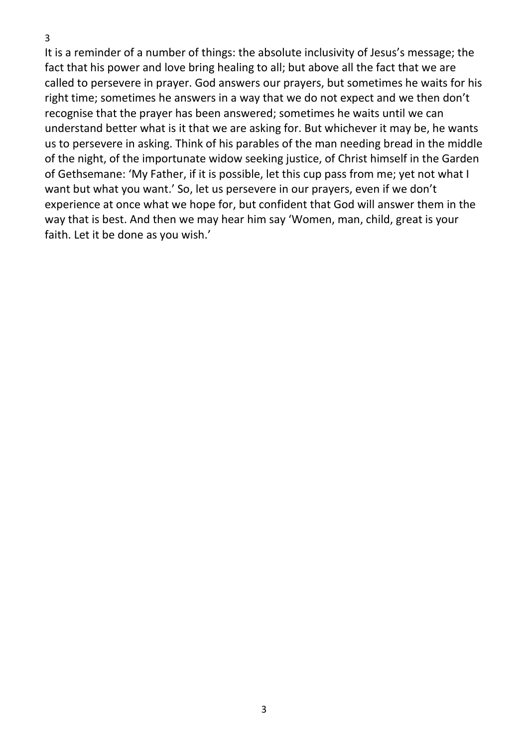It is a reminder of a number of things: the absolute inclusivity of Jesus's message; the fact that his power and love bring healing to all; but above all the fact that we are called to persevere in prayer. God answers our prayers, but sometimes he waits for his right time; sometimes he answers in a way that we do not expect and we then don't recognise that the prayer has been answered; sometimes he waits until we can understand better what is it that we are asking for. But whichever it may be, he wants us to persevere in asking. Think of his parables of the man needing bread in the middle of the night, of the importunate widow seeking justice, of Christ himself in the Garden of Gethsemane: 'My Father, if it is possible, let this cup pass from me; yet not what I want but what you want.' So, let us persevere in our prayers, even if we don't experience at once what we hope for, but confident that God will answer them in the way that is best. And then we may hear him say 'Women, man, child, great is your faith. Let it be done as you wish.'